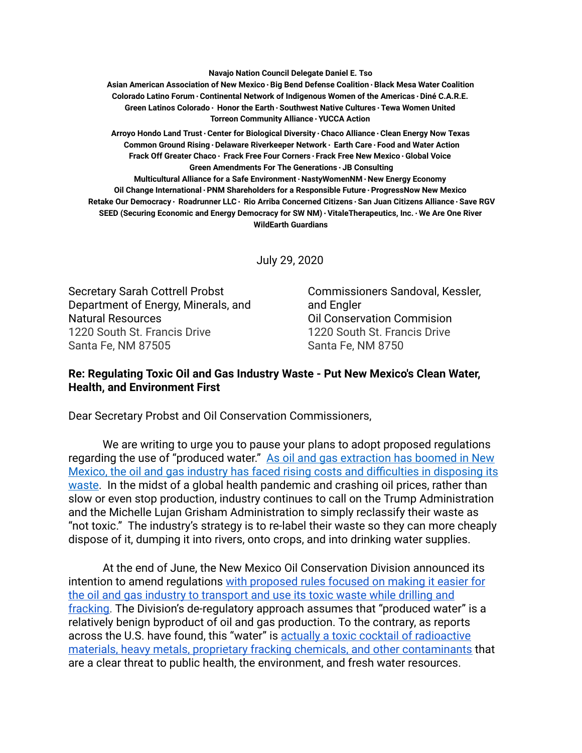**Navajo Nation Council Delegate Daniel E. Tso**
**Asian American Association of New Mexico · Big Bend Defense Coalition · Black Mesa Water Coalition**
**Colorado Latino Forum · Continental Network of Indigenous Women of the Americas · Diné C.A.R.E.**
**Green Latinos Colorado · Honor the Earth · Southwest Native Cultures · Tewa Women United**
**Torreon Community Alliance · YUCCA Action**

**Arroyo Hondo Land Trust · Center for Biological Diversity · Chaco Alliance · Clean Energy Now Texas**
**Common Ground Rising · Delaware Riverkeeper Network · Earth Care · Food and Water Action**
**Frack Off Greater Chaco · Frack Free Four Corners · Frack Free New Mexico · Global Voice**
**Green Amendments For The Generations · JB Consulting**
**Multicultural Alliance for a Safe Environment · NastyWomenNM · New Energy Economy**
**Oil Change International · PNM Shareholders for a Responsible Future · ProgressNow New Mexico**
**Retake Our Democracy · Roadrunner LLC · Rio Arriba Concerned Citizens · San Juan Citizens Alliance · Save RGV**
**SEED (Securing Economic and Energy Democracy for SW NM) · VitaleTherapeutics, Inc. · We Are One River**
**WildEarth Guardians**

July 29, 2020

Secretary Sarah Cottrell Probst
Department of Energy, Minerals, and Natural Resources
1220 South St. Francis Drive
Santa Fe, NM 87505

Commissioners Sandoval, Kessler, and Engler
Oil Conservation Commision
1220 South St. Francis Drive
Santa Fe, NM 8750

**Re: Regulating Toxic Oil and Gas Industry Waste - Put New Mexico's Clean Water, Health, and Environment First**

Dear Secretary Probst and Oil Conservation Commissioners,

We are writing to urge you to pause your plans to adopt proposed regulations regarding the use of "produced water." As oil and gas extraction has boomed in New Mexico, the oil and gas industry has faced rising costs and difficulties in disposing its waste. In the midst of a global health pandemic and crashing oil prices, rather than slow or even stop production, industry continues to call on the Trump Administration and the Michelle Lujan Grisham Administration to simply reclassify their waste as "not toxic." The industry's strategy is to re-label their waste so they can more cheaply dispose of it, dumping it into rivers, onto crops, and into drinking water supplies.

At the end of June, the New Mexico Oil Conservation Division announced its intention to amend regulations with proposed rules focused on making it easier for the oil and gas industry to transport and use its toxic waste while drilling and fracking. The Division's de-regulatory approach assumes that "produced water" is a relatively benign byproduct of oil and gas production. To the contrary, as reports across the U.S. have found, this "water" is actually a toxic cocktail of radioactive materials, heavy metals, proprietary fracking chemicals, and other contaminants that are a clear threat to public health, the environment, and fresh water resources.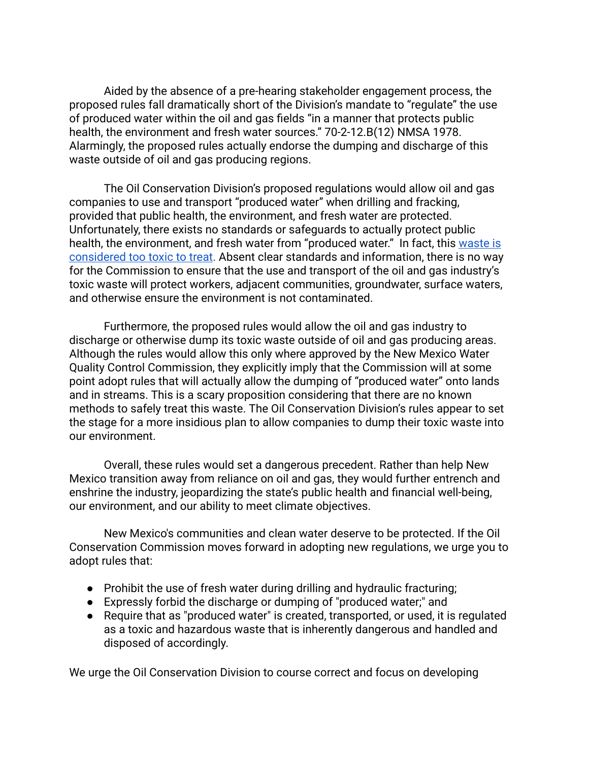Aided by the absence of a pre-hearing stakeholder engagement process, the proposed rules fall dramatically short of the Division's mandate to "regulate" the use of produced water within the oil and gas fields "in a manner that protects public health, the environment and fresh water sources." 70-2-12.B(12) NMSA 1978. Alarmingly, the proposed rules actually endorse the dumping and discharge of this waste outside of oil and gas producing regions.

The Oil Conservation Division's proposed regulations would allow oil and gas companies to use and transport "produced water" when drilling and fracking, provided that public health, the environment, and fresh water are protected. Unfortunately, there exists no standards or safeguards to actually protect public health, the environment, and fresh water from "produced water." In fact, this waste is considered too toxic to treat. Absent clear standards and information, there is no way for the Commission to ensure that the use and transport of the oil and gas industry's toxic waste will protect workers, adjacent communities, groundwater, surface waters, and otherwise ensure the environment is not contaminated.

Furthermore, the proposed rules would allow the oil and gas industry to discharge or otherwise dump its toxic waste outside of oil and gas producing areas. Although the rules would allow this only where approved by the New Mexico Water Quality Control Commission, they explicitly imply that the Commission will at some point adopt rules that will actually allow the dumping of "produced water" onto lands and in streams. This is a scary proposition considering that there are no known methods to safely treat this waste. The Oil Conservation Division's rules appear to set the stage for a more insidious plan to allow companies to dump their toxic waste into our environment.

Overall, these rules would set a dangerous precedent. Rather than help New Mexico transition away from reliance on oil and gas, they would further entrench and enshrine the industry, jeopardizing the state's public health and financial well-being, our environment, and our ability to meet climate objectives.

New Mexico's communities and clean water deserve to be protected. If the Oil Conservation Commission moves forward in adopting new regulations, we urge you to adopt rules that:

- Prohibit the use of fresh water during drilling and hydraulic fracturing;
- Expressly forbid the discharge or dumping of "produced water;" and
- Require that as "produced water" is created, transported, or used, it is regulated as a toxic and hazardous waste that is inherently dangerous and handled and disposed of accordingly.

We urge the Oil Conservation Division to course correct and focus on developing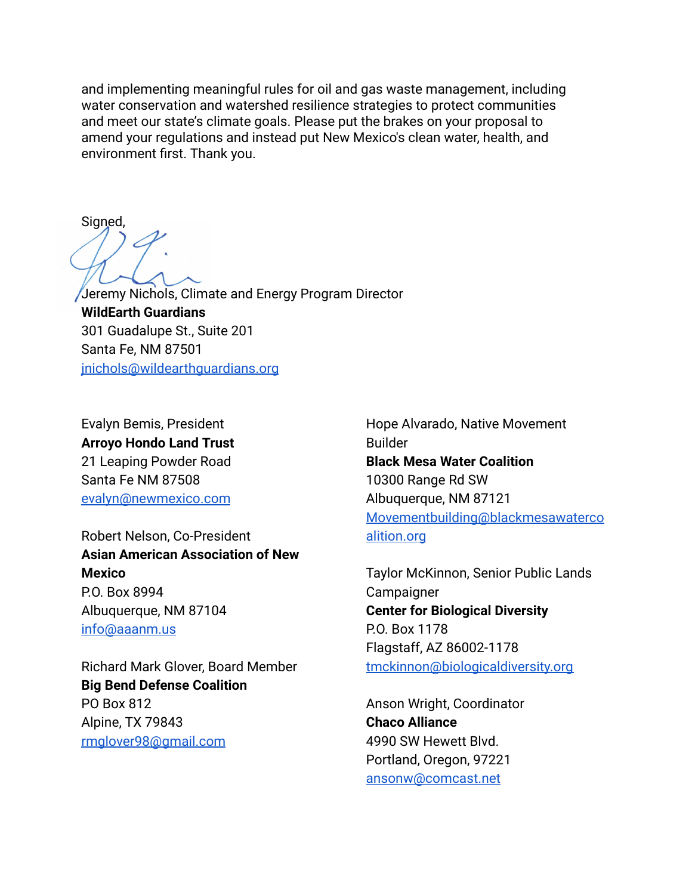and implementing meaningful rules for oil and gas waste management, including water conservation and watershed resilience strategies to protect communities and meet our state's climate goals. Please put the brakes on your proposal to amend your regulations and instead put New Mexico's clean water, health, and environment first. Thank you.

Signed,

Jeremy Nichols, Climate and Energy Program Director
**WildEarth Guardians**
301 Guadalupe St., Suite 201
Santa Fe, NM 87501
jnichols@wildearthguardians.org

Evalyn Bemis, President
**Arroyo Hondo Land Trust**
21 Leaping Powder Road
Santa Fe NM 87508
evalyn@newmexico.com

Robert Nelson, Co-President
**Asian American Association of New Mexico**
P.O. Box 8994
Albuquerque, NM 87104
info@aaanm.us

Richard Mark Glover, Board Member
**Big Bend Defense Coalition**
PO Box 812
Alpine, TX 79843
rmglover98@gmail.com

Hope Alvarado, Native Movement Builder
**Black Mesa Water Coalition**
10300 Range Rd SW
Albuquerque, NM 87121
Movementbuilding@blackmesawatercoalition.org

Taylor McKinnon, Senior Public Lands Campaigner
**Center for Biological Diversity**
P.O. Box 1178
Flagstaff, AZ 86002-1178
tmckinnon@biologicaldiversity.org

Anson Wright, Coordinator
**Chaco Alliance**
4990 SW Hewett Blvd.
Portland, Oregon, 97221
ansonw@comcast.net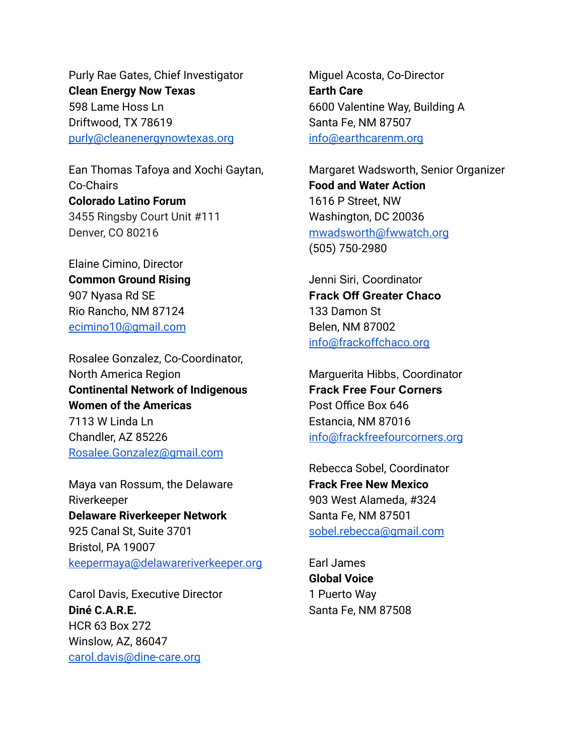Purly Rae Gates, Chief Investigator
**Clean Energy Now Texas**
598 Lame Hoss Ln
Driftwood, TX 78619
purly@cleanenergynowtexas.org

Ean Thomas Tafoya and Xochi Gaytan, Co-Chairs
**Colorado Latino Forum**
3455 Ringsby Court Unit #111
Denver, CO 80216

Elaine Cimino, Director
**Common Ground Rising**
907 Nyasa Rd SE
Rio Rancho, NM 87124
ecimino10@gmail.com

Rosalee Gonzalez, Co-Coordinator, North America Region
**Continental Network of Indigenous Women of the Americas**
7113 W Linda Ln
Chandler, AZ 85226
Rosalee.Gonzalez@gmail.com

Maya van Rossum, the Delaware Riverkeeper
**Delaware Riverkeeper Network**
925 Canal St, Suite 3701
Bristol, PA 19007
keepermaya@delawareriverkeeper.org

Carol Davis, Executive Director
**Diné C.A.R.E.**
HCR 63 Box 272
Winslow, AZ, 86047
carol.davis@dine-care.org

Miguel Acosta, Co-Director
**Earth Care**
6600 Valentine Way, Building A
Santa Fe, NM 87507
info@earthcarenm.org

Margaret Wadsworth, Senior Organizer
**Food and Water Action**
1616 P Street, NW
Washington, DC 20036
mwadsworth@fwwatch.org
(505) 750-2980

Jenni Siri, Coordinator
**Frack Off Greater Chaco**
133 Damon St
Belen, NM 87002
info@frackoffchaco.org

Marguerita Hibbs, Coordinator
**Frack Free Four Corners**
Post Office Box 646
Estancia, NM 87016
info@frackfreefourcorners.org

Rebecca Sobel, Coordinator
**Frack Free New Mexico**
903 West Alameda, #324
Santa Fe, NM 87501
sobel.rebecca@gmail.com

Earl James
**Global Voice**
1 Puerto Way
Santa Fe, NM 87508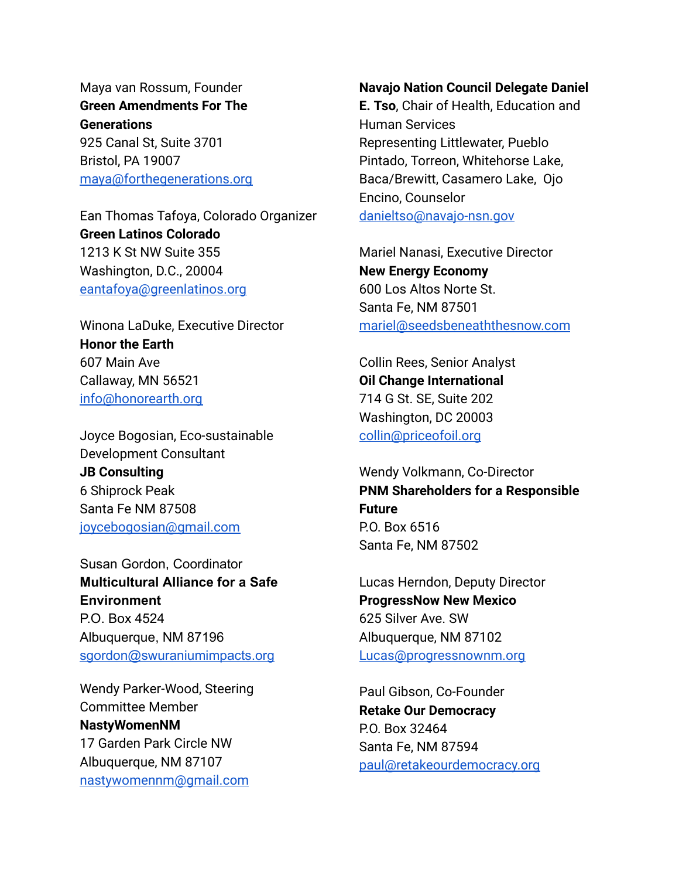Maya van Rossum, Founder
**Green Amendments For The Generations**
925 Canal St, Suite 3701
Bristol, PA 19007
maya@forthegenerations.org

Ean Thomas Tafoya, Colorado Organizer
**Green Latinos Colorado**
1213 K St NW Suite 355
Washington, D.C., 20004
eantafoya@greenlatinos.org

Winona LaDuke, Executive Director
**Honor the Earth**
607 Main Ave
Callaway, MN 56521
info@honorearth.org

Joyce Bogosian, Eco-sustainable Development Consultant
**JB Consulting**
6 Shiprock Peak
Santa Fe NM 87508
joycebogosian@gmail.com

Susan Gordon, Coordinator
**Multicultural Alliance for a Safe Environment**
P.O. Box 4524
Albuquerque, NM 87196
sgordon@swuraniumimpacts.org

Wendy Parker-Wood, Steering Committee Member
**NastyWomenNM**
17 Garden Park Circle NW
Albuquerque, NM 87107
nastywomennm@gmail.com

**Navajo Nation Council Delegate Daniel E. Tso**, Chair of Health, Education and Human Services
Representing Littlewater, Pueblo Pintado, Torreon, Whitehorse Lake, Baca/Brewitt, Casamero Lake, Ojo Encino, Counselor
danieltso@navajo-nsn.gov

Mariel Nanasi, Executive Director
**New Energy Economy**
600 Los Altos Norte St.
Santa Fe, NM 87501
mariel@seedsbeneaththesnow.com

Collin Rees, Senior Analyst
**Oil Change International**
714 G St. SE, Suite 202
Washington, DC 20003
collin@priceofoil.org

Wendy Volkmann, Co-Director
**PNM Shareholders for a Responsible Future**
P.O. Box 6516
Santa Fe, NM 87502

Lucas Herndon, Deputy Director
**ProgressNow New Mexico**
625 Silver Ave. SW
Albuquerque, NM 87102
Lucas@progressnownm.org

Paul Gibson, Co-Founder
**Retake Our Democracy**
P.O. Box 32464
Santa Fe, NM 87594
paul@retakeourdemocracy.org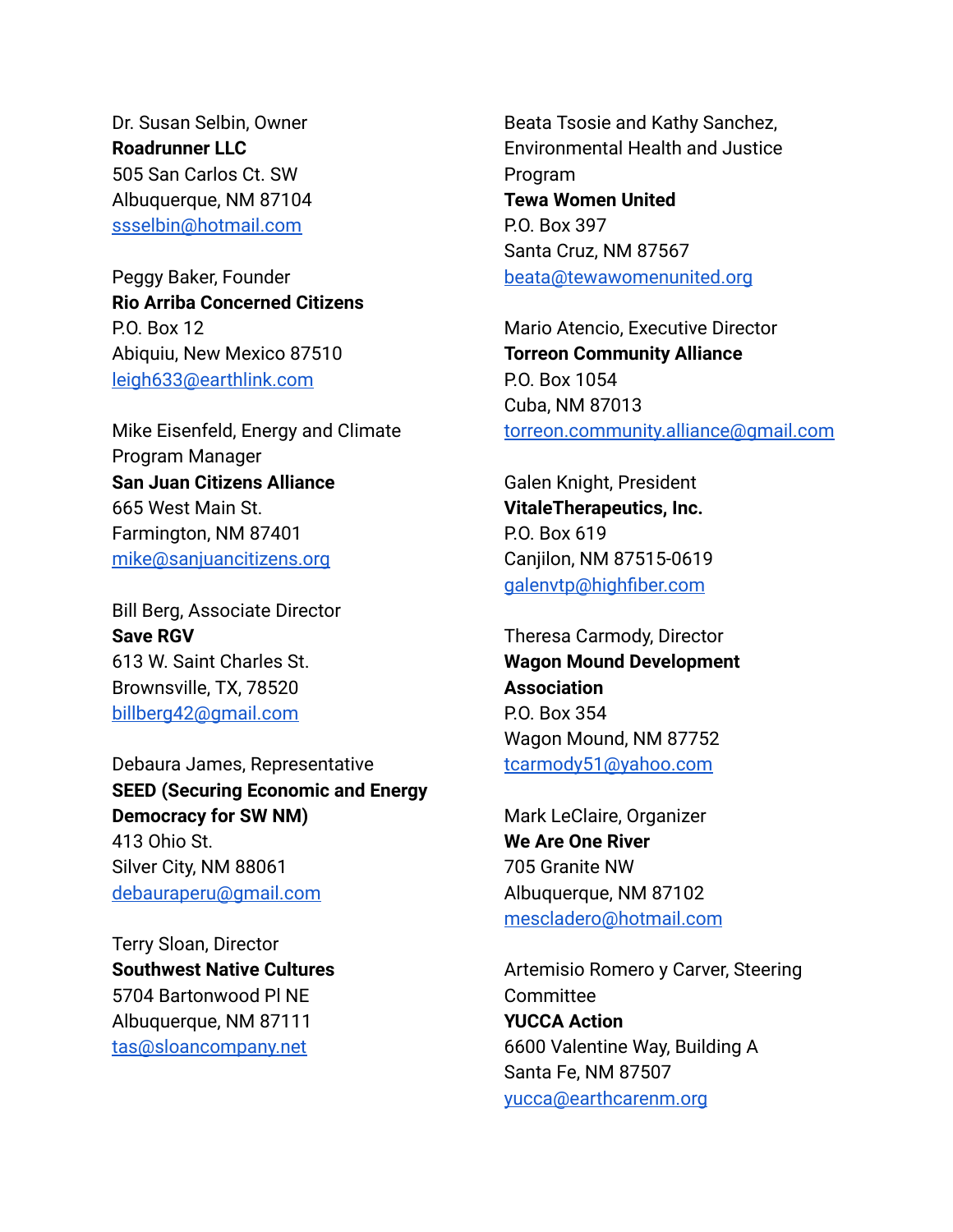Dr. Susan Selbin, Owner
**Roadrunner LLC**
505 San Carlos Ct. SW
Albuquerque, NM 87104
ssselbin@hotmail.com

Peggy Baker, Founder
**Rio Arriba Concerned Citizens**
P.O. Box 12
Abiquiu, New Mexico 87510
leigh633@earthlink.com

Mike Eisenfeld, Energy and Climate Program Manager
**San Juan Citizens Alliance**
665 West Main St.
Farmington, NM 87401
mike@sanjuancitizens.org

Bill Berg, Associate Director
**Save RGV**
613 W. Saint Charles St.
Brownsville, TX, 78520
billberg42@gmail.com

Debaura James, Representative
**SEED (Securing Economic and Energy Democracy for SW NM)**
413 Ohio St.
Silver City, NM 88061
debauraperu@gmail.com

Terry Sloan, Director
**Southwest Native Cultures**
5704 Bartonwood Pl NE
Albuquerque, NM 87111
tas@sloancompany.net

Beata Tsosie and Kathy Sanchez, Environmental Health and Justice Program
**Tewa Women United**
P.O. Box 397
Santa Cruz, NM 87567
beata@tewawomenunited.org

Mario Atencio, Executive Director
**Torreon Community Alliance**
P.O. Box 1054
Cuba, NM 87013
torreon.community.alliance@gmail.com

Galen Knight, President
**VitaleTherapeutics, Inc.**
P.O. Box 619
Canjilon, NM 87515-0619
galenvtp@highfiber.com

Theresa Carmody, Director
**Wagon Mound Development Association**
P.O. Box 354
Wagon Mound, NM 87752
tcarmody51@yahoo.com

Mark LeClaire, Organizer
**We Are One River**
705 Granite NW
Albuquerque, NM 87102
mescladero@hotmail.com

Artemisio Romero y Carver, Steering Committee
**YUCCA Action**
6600 Valentine Way, Building A
Santa Fe, NM 87507
yucca@earthcarenm.org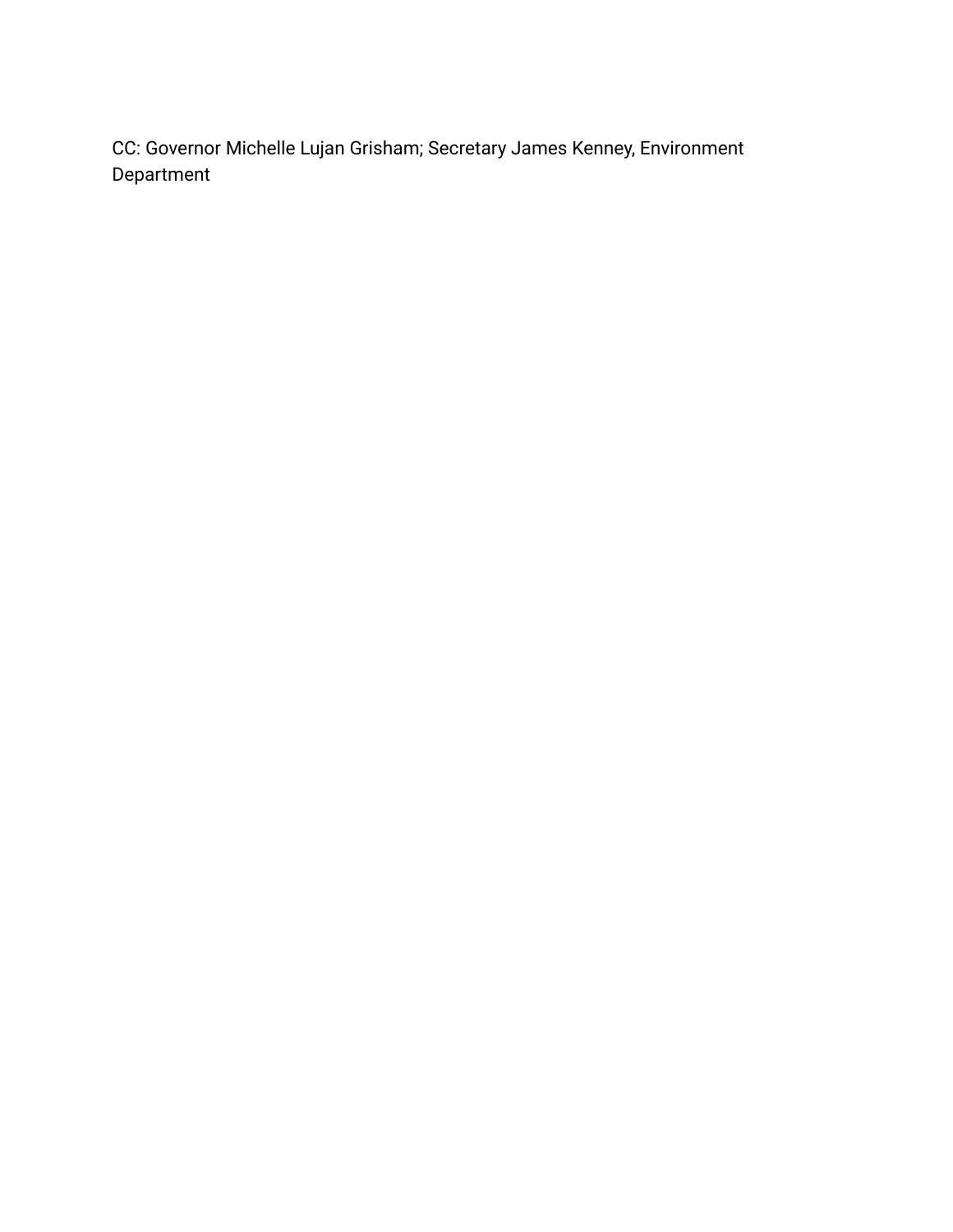CC: Governor Michelle Lujan Grisham; Secretary James Kenney, Environment Department